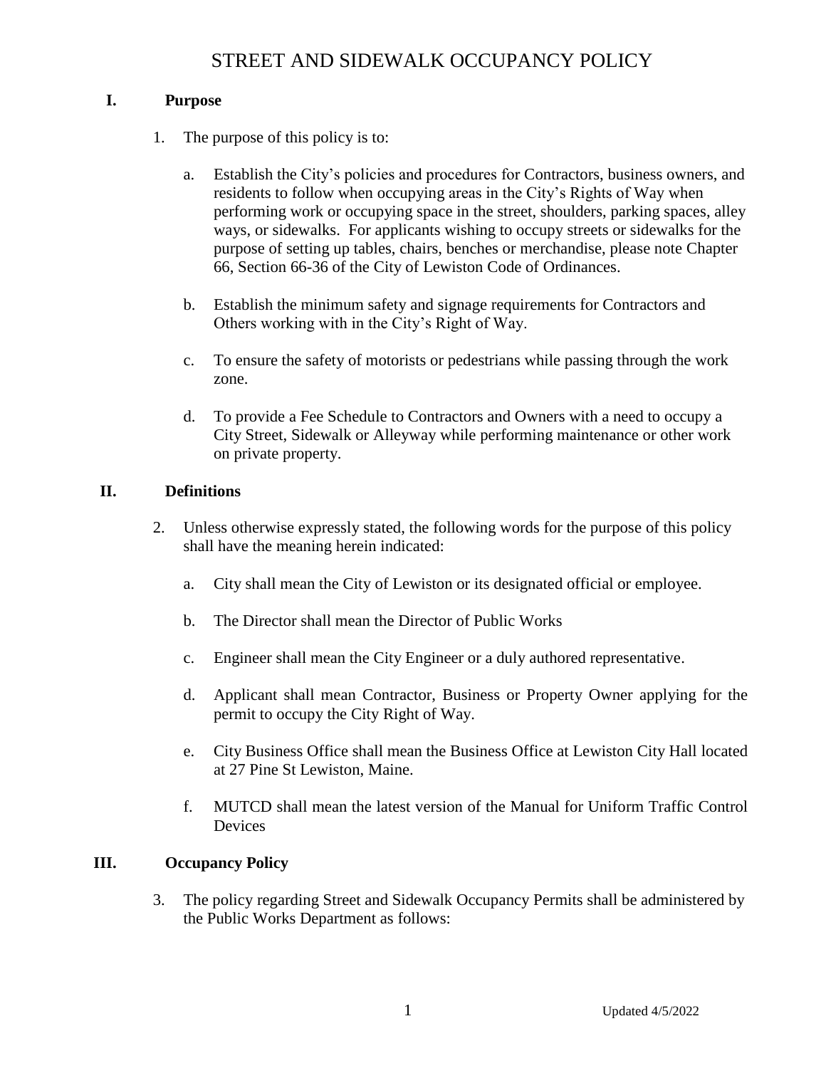# STREET AND SIDEWALK OCCUPANCY POLICY

## I. Purpose

1. The purpose of this policy is to:

   a. Establish the City's policies and procedures for Contractors, business owners, and residents to follow when occupying areas in the City's Rights of Way when performing work or occupying space in the street, shoulders, parking spaces, alley ways, or sidewalks. For applicants wishing to occupy streets or sidewalks for the purpose of setting up tables, chairs, benches or merchandise, please note Chapter 66, Section 66-36 of the City of Lewiston Code of Ordinances.

   b. Establish the minimum safety and signage requirements for Contractors and Others working with in the City's Right of Way.

   c. To ensure the safety of motorists or pedestrians while passing through the work zone.

   d. To provide a Fee Schedule to Contractors and Owners with a need to occupy a City Street, Sidewalk or Alleyway while performing maintenance or other work on private property.

## II. Definitions

2. Unless otherwise expressly stated, the following words for the purpose of this policy shall have the meaning herein indicated:

   a. City shall mean the City of Lewiston or its designated official or employee.

   b. The Director shall mean the Director of Public Works

   c. Engineer shall mean the City Engineer or a duly authored representative.

   d. Applicant shall mean Contractor, Business or Property Owner applying for the permit to occupy the City Right of Way.

   e. City Business Office shall mean the Business Office at Lewiston City Hall located at 27 Pine St Lewiston, Maine.

   f. MUTCD shall mean the latest version of the Manual for Uniform Traffic Control Devices

## III. Occupancy Policy

3. The policy regarding Street and Sidewalk Occupancy Permits shall be administered by the Public Works Department as follows: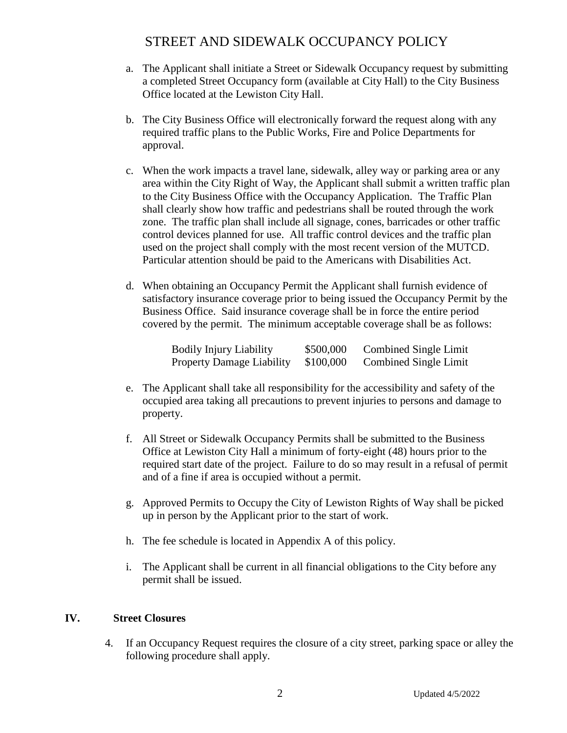a. The Applicant shall initiate a Street or Sidewalk Occupancy request by submitting a completed Street Occupancy form (available at City Hall) to the City Business Office located at the Lewiston City Hall.

b. The City Business Office will electronically forward the request along with any required traffic plans to the Public Works, Fire and Police Departments for approval.

c. When the work impacts a travel lane, sidewalk, alley way or parking area or any area within the City Right of Way, the Applicant shall submit a written traffic plan to the City Business Office with the Occupancy Application. The Traffic Plan shall clearly show how traffic and pedestrians shall be routed through the work zone. The traffic plan shall include all signage, cones, barricades or other traffic control devices planned for use. All traffic control devices and the traffic plan used on the project shall comply with the most recent version of the MUTCD. Particular attention should be paid to the Americans with Disabilities Act.

d. When obtaining an Occupancy Permit the Applicant shall furnish evidence of satisfactory insurance coverage prior to being issued the Occupancy Permit by the Business Office. Said insurance coverage shall be in force the entire period covered by the permit. The minimum acceptable coverage shall be as follows:

| | | |
|---|---|---|
| Bodily Injury Liability | \$500,000 | Combined Single Limit |
| Property Damage Liability | \$100,000 | Combined Single Limit |

e. The Applicant shall take all responsibility for the accessibility and safety of the occupied area taking all precautions to prevent injuries to persons and damage to property.

f. All Street or Sidewalk Occupancy Permits shall be submitted to the Business Office at Lewiston City Hall a minimum of forty-eight (48) hours prior to the required start date of the project. Failure to do so may result in a refusal of permit and of a fine if area is occupied without a permit.

g. Approved Permits to Occupy the City of Lewiston Rights of Way shall be picked up in person by the Applicant prior to the start of work.

h. The fee schedule is located in Appendix A of this policy.

i. The Applicant shall be current in all financial obligations to the City before any permit shall be issued.

## IV. Street Closures

4. If an Occupancy Request requires the closure of a city street, parking space or alley the following procedure shall apply.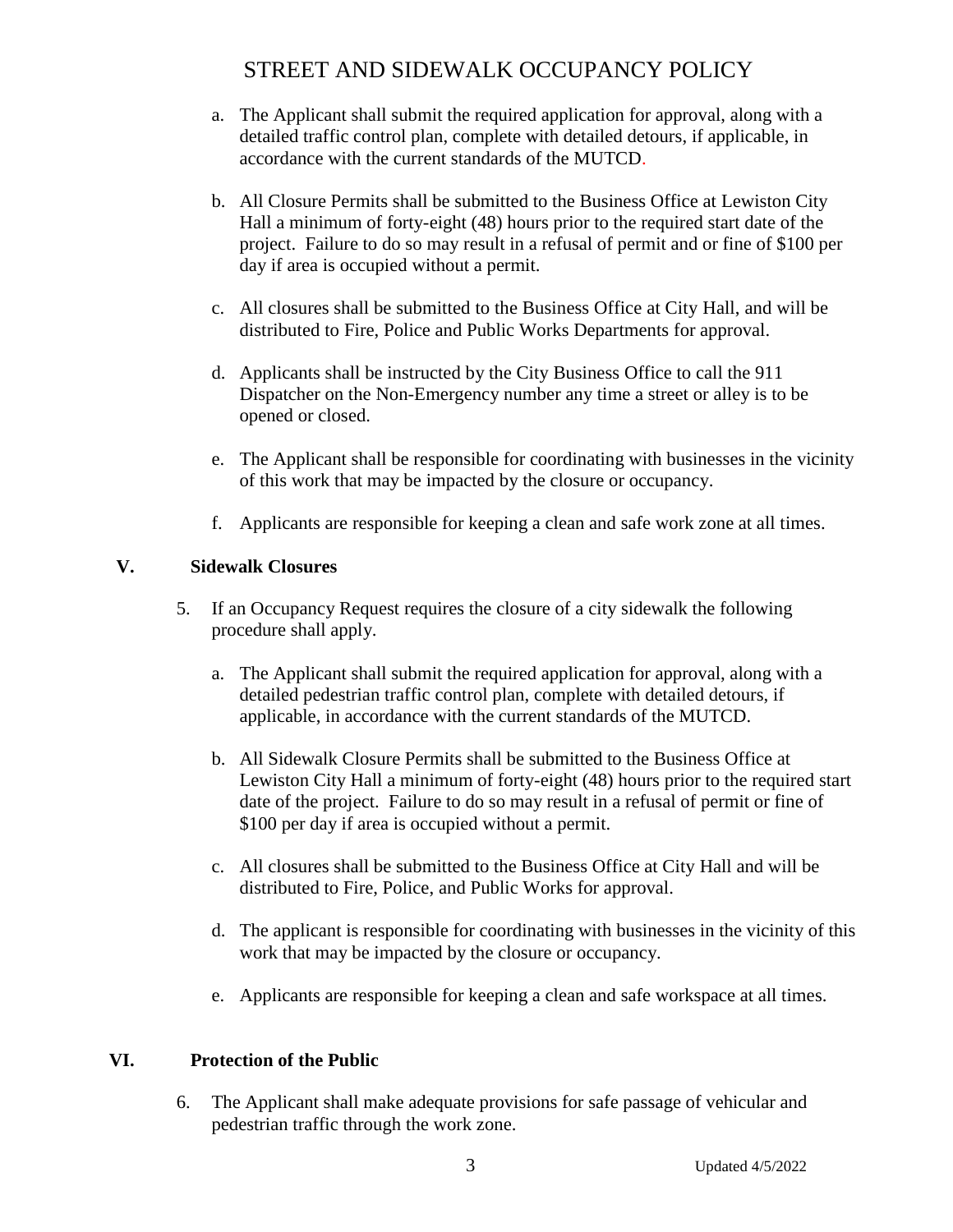a. The Applicant shall submit the required application for approval, along with a detailed traffic control plan, complete with detailed detours, if applicable, in accordance with the current standards of the MUTCD.

b. All Closure Permits shall be submitted to the Business Office at Lewiston City Hall a minimum of forty-eight (48) hours prior to the required start date of the project. Failure to do so may result in a refusal of permit and or fine of $100 per day if area is occupied without a permit.

c. All closures shall be submitted to the Business Office at City Hall, and will be distributed to Fire, Police and Public Works Departments for approval.

d. Applicants shall be instructed by the City Business Office to call the 911 Dispatcher on the Non-Emergency number any time a street or alley is to be opened or closed.

e. The Applicant shall be responsible for coordinating with businesses in the vicinity of this work that may be impacted by the closure or occupancy.

f. Applicants are responsible for keeping a clean and safe work zone at all times.

## V. Sidewalk Closures

5. If an Occupancy Request requires the closure of a city sidewalk the following procedure shall apply.

   a. The Applicant shall submit the required application for approval, along with a detailed pedestrian traffic control plan, complete with detailed detours, if applicable, in accordance with the current standards of the MUTCD.

   b. All Sidewalk Closure Permits shall be submitted to the Business Office at Lewiston City Hall a minimum of forty-eight (48) hours prior to the required start date of the project. Failure to do so may result in a refusal of permit or fine of $100 per day if area is occupied without a permit.

   c. All closures shall be submitted to the Business Office at City Hall and will be distributed to Fire, Police, and Public Works for approval.

   d. The applicant is responsible for coordinating with businesses in the vicinity of this work that may be impacted by the closure or occupancy.

   e. Applicants are responsible for keeping a clean and safe workspace at all times.

## VI. Protection of the Public

6. The Applicant shall make adequate provisions for safe passage of vehicular and pedestrian traffic through the work zone.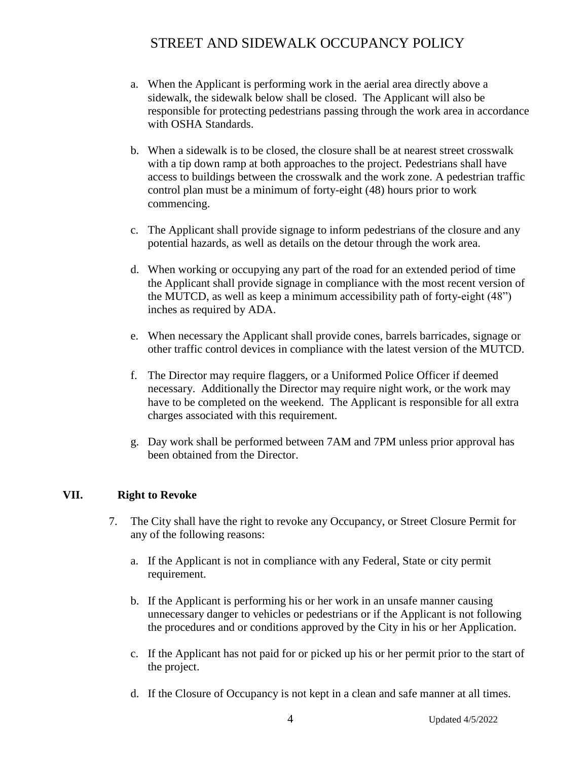a. When the Applicant is performing work in the aerial area directly above a sidewalk, the sidewalk below shall be closed. The Applicant will also be responsible for protecting pedestrians passing through the work area in accordance with OSHA Standards.

b. When a sidewalk is to be closed, the closure shall be at nearest street crosswalk with a tip down ramp at both approaches to the project. Pedestrians shall have access to buildings between the crosswalk and the work zone. A pedestrian traffic control plan must be a minimum of forty-eight (48) hours prior to work commencing.

c. The Applicant shall provide signage to inform pedestrians of the closure and any potential hazards, as well as details on the detour through the work area.

d. When working or occupying any part of the road for an extended period of time the Applicant shall provide signage in compliance with the most recent version of the MUTCD, as well as keep a minimum accessibility path of forty-eight (48") inches as required by ADA.

e. When necessary the Applicant shall provide cones, barrels barricades, signage or other traffic control devices in compliance with the latest version of the MUTCD.

f. The Director may require flaggers, or a Uniformed Police Officer if deemed necessary. Additionally the Director may require night work, or the work may have to be completed on the weekend. The Applicant is responsible for all extra charges associated with this requirement.

g. Day work shall be performed between 7AM and 7PM unless prior approval has been obtained from the Director.

## VII. Right to Revoke

7. The City shall have the right to revoke any Occupancy, or Street Closure Permit for any of the following reasons:

   a. If the Applicant is not in compliance with any Federal, State or city permit requirement.

   b. If the Applicant is performing his or her work in an unsafe manner causing unnecessary danger to vehicles or pedestrians or if the Applicant is not following the procedures and or conditions approved by the City in his or her Application.

   c. If the Applicant has not paid for or picked up his or her permit prior to the start of the project.

   d. If the Closure of Occupancy is not kept in a clean and safe manner at all times.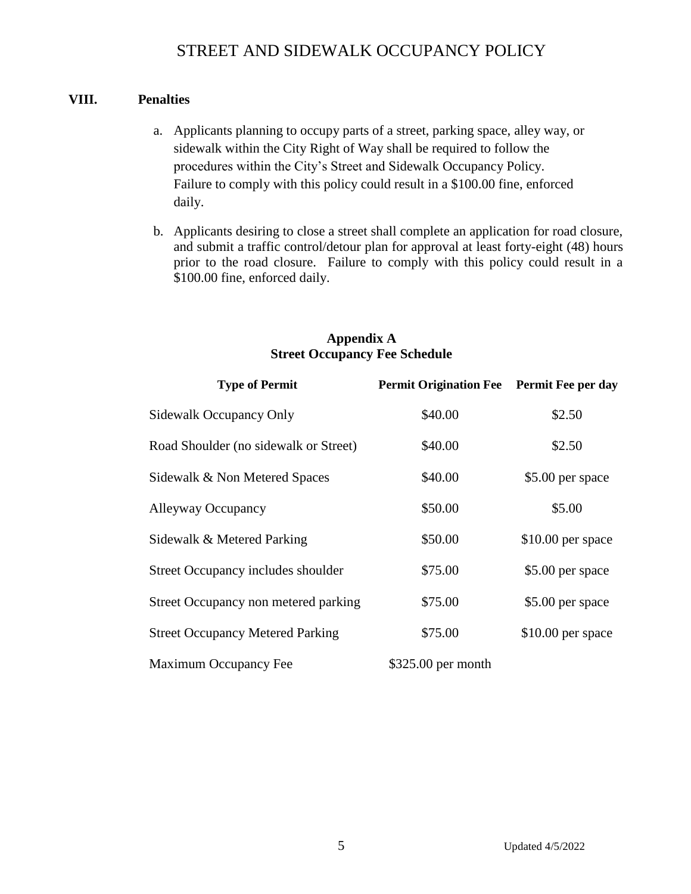## VIII. Penalties

a. Applicants planning to occupy parts of a street, parking space, alley way, or sidewalk within the City Right of Way shall be required to follow the procedures within the City's Street and Sidewalk Occupancy Policy. Failure to comply with this policy could result in a $100.00 fine, enforced daily.

b. Applicants desiring to close a street shall complete an application for road closure, and submit a traffic control/detour plan for approval at least forty-eight (48) hours prior to the road closure. Failure to comply with this policy could result in a $100.00 fine, enforced daily.

## Appendix A
## Street Occupancy Fee Schedule

| Type of Permit | Permit Origination Fee | Permit Fee per day |
|---|---|---|
| Sidewalk Occupancy Only | $40.00 | $2.50 |
| Road Shoulder (no sidewalk or Street) | $40.00 | $2.50 |
| Sidewalk & Non Metered Spaces | $40.00 | $5.00 per space |
| Alleyway Occupancy | $50.00 | $5.00 |
| Sidewalk & Metered Parking | $50.00 | $10.00 per space |
| Street Occupancy includes shoulder | $75.00 | $5.00 per space |
| Street Occupancy non metered parking | $75.00 | $5.00 per space |
| Street Occupancy Metered Parking | $75.00 | $10.00 per space |
| Maximum Occupancy Fee | $325.00 per month | |

Updated 4/5/2022